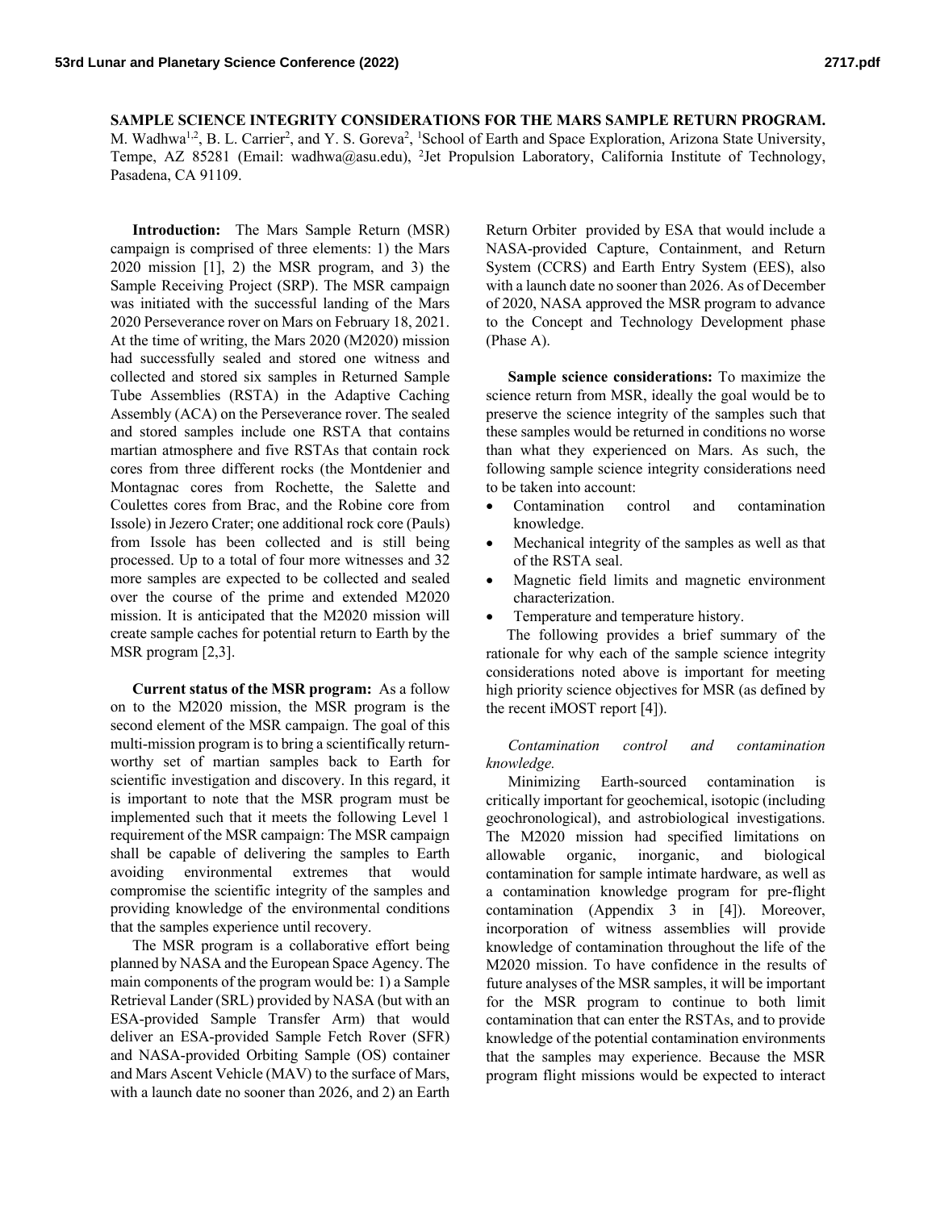# SAMPLE SCIENCE INTEGRITY CONSIDERATIONS FOR THE MARS SAMPLE RETURN PROGRAM.

M. Wadhwa[1,2], B. L. Carrier[2], and Y. S. Goreva[2], [1]School of Earth and Space Exploration, Arizona State University, Tempe, AZ 85281 (Email: wadhwa@asu.edu), [2]Jet Propulsion Laboratory, California Institute of Technology, Pasadena, CA 91109.

**Introduction:** The Mars Sample Return (MSR) campaign is comprised of three elements: 1) the Mars 2020 mission [1], 2) the MSR program, and 3) the Sample Receiving Project (SRP). The MSR campaign was initiated with the successful landing of the Mars 2020 Perseverance rover on Mars on February 18, 2021. At the time of writing, the Mars 2020 (M2020) mission had successfully sealed and stored one witness and collected and stored six samples in Returned Sample Tube Assemblies (RSTA) in the Adaptive Caching Assembly (ACA) on the Perseverance rover. The sealed and stored samples include one RSTA that contains martian atmosphere and five RSTAs that contain rock cores from three different rocks (the Montdenier and Montagnac cores from Rochette, the Salette and Coulettes cores from Brac, and the Robine core from Issole) in Jezero Crater; one additional rock core (Pauls) from Issole has been collected and is still being processed. Up to a total of four more witnesses and 32 more samples are expected to be collected and sealed over the course of the prime and extended M2020 mission. It is anticipated that the M2020 mission will create sample caches for potential return to Earth by the MSR program [2,3].

**Current status of the MSR program:** As a follow on to the M2020 mission, the MSR program is the second element of the MSR campaign. The goal of this multi-mission program is to bring a scientifically return-worthy set of martian samples back to Earth for scientific investigation and discovery. In this regard, it is important to note that the MSR program must be implemented such that it meets the following Level 1 requirement of the MSR campaign: The MSR campaign shall be capable of delivering the samples to Earth avoiding environmental extremes that would compromise the scientific integrity of the samples and providing knowledge of the environmental conditions that the samples experience until recovery.

The MSR program is a collaborative effort being planned by NASA and the European Space Agency. The main components of the program would be: 1) a Sample Retrieval Lander (SRL) provided by NASA (but with an ESA-provided Sample Transfer Arm) that would deliver an ESA-provided Sample Fetch Rover (SFR) and NASA-provided Orbiting Sample (OS) container and Mars Ascent Vehicle (MAV) to the surface of Mars, with a launch date no sooner than 2026, and 2) an Earth Return Orbiter provided by ESA that would include a NASA-provided Capture, Containment, and Return System (CCRS) and Earth Entry System (EES), also with a launch date no sooner than 2026. As of December of 2020, NASA approved the MSR program to advance to the Concept and Technology Development phase (Phase A).

**Sample science considerations:** To maximize the science return from MSR, ideally the goal would be to preserve the science integrity of the samples such that these samples would be returned in conditions no worse than what they experienced on Mars. As such, the following sample science integrity considerations need to be taken into account:

- Contamination control and contamination knowledge.
- Mechanical integrity of the samples as well as that of the RSTA seal.
- Magnetic field limits and magnetic environment characterization.
- Temperature and temperature history.

The following provides a brief summary of the rationale for why each of the sample science integrity considerations noted above is important for meeting high priority science objectives for MSR (as defined by the recent iMOST report [4]).

*Contamination control and contamination knowledge.*

Minimizing Earth-sourced contamination is critically important for geochemical, isotopic (including geochronological), and astrobiological investigations. The M2020 mission had specified limitations on allowable organic, inorganic, and biological contamination for sample intimate hardware, as well as a contamination knowledge program for pre-flight contamination (Appendix 3 in [4]). Moreover, incorporation of witness assemblies will provide knowledge of contamination throughout the life of the M2020 mission. To have confidence in the results of future analyses of the MSR samples, it will be important for the MSR program to continue to both limit contamination that can enter the RSTAs, and to provide knowledge of the potential contamination environments that the samples may experience. Because the MSR program flight missions would be expected to interact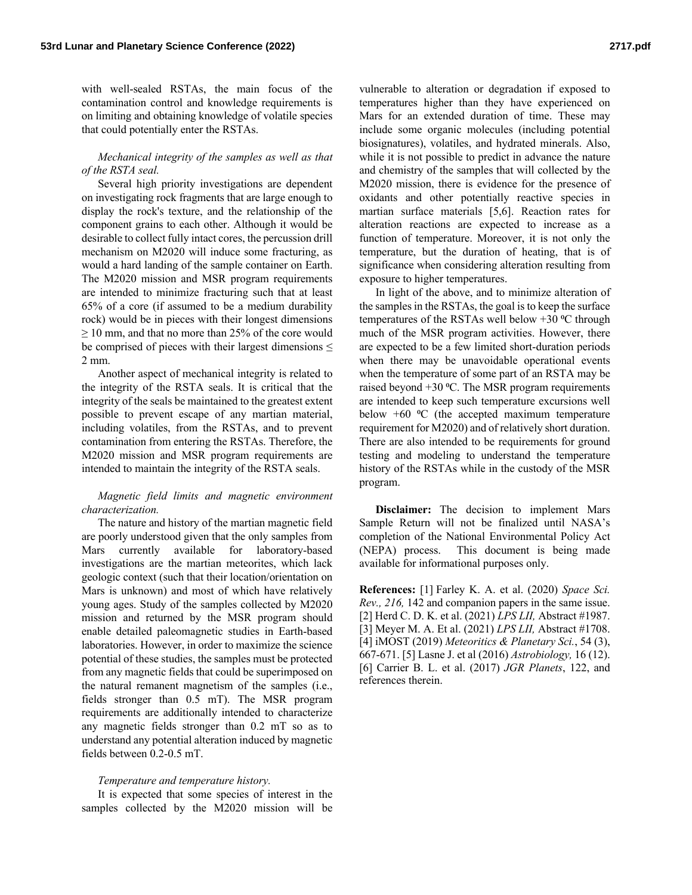with well-sealed RSTAs, the main focus of the contamination control and knowledge requirements is on limiting and obtaining knowledge of volatile species that could potentially enter the RSTAs.

*Mechanical integrity of the samples as well as that of the RSTA seal.*

Several high priority investigations are dependent on investigating rock fragments that are large enough to display the rock's texture, and the relationship of the component grains to each other. Although it would be desirable to collect fully intact cores, the percussion drill mechanism on M2020 will induce some fracturing, as would a hard landing of the sample container on Earth. The M2020 mission and MSR program requirements are intended to minimize fracturing such that at least 65% of a core (if assumed to be a medium durability rock) would be in pieces with their longest dimensions $\geq$ 10 mm, and that no more than 25% of the core would be comprised of pieces with their largest dimensions $\leq$ 2 mm.

Another aspect of mechanical integrity is related to the integrity of the RSTA seals. It is critical that the integrity of the seals be maintained to the greatest extent possible to prevent escape of any martian material, including volatiles, from the RSTAs, and to prevent contamination from entering the RSTAs. Therefore, the M2020 mission and MSR program requirements are intended to maintain the integrity of the RSTA seals.

*Magnetic field limits and magnetic environment characterization.*

The nature and history of the martian magnetic field are poorly understood given that the only samples from Mars currently available for laboratory-based investigations are the martian meteorites, which lack geologic context (such that their location/orientation on Mars is unknown) and most of which have relatively young ages. Study of the samples collected by M2020 mission and returned by the MSR program should enable detailed paleomagnetic studies in Earth-based laboratories. However, in order to maximize the science potential of these studies, the samples must be protected from any magnetic fields that could be superimposed on the natural remanent magnetism of the samples (i.e., fields stronger than 0.5 mT). The MSR program requirements are additionally intended to characterize any magnetic fields stronger than 0.2 mT so as to understand any potential alteration induced by magnetic fields between 0.2-0.5 mT.

*Temperature and temperature history.*

It is expected that some species of interest in the samples collected by the M2020 mission will be vulnerable to alteration or degradation if exposed to temperatures higher than they have experienced on Mars for an extended duration of time. These may include some organic molecules (including potential biosignatures), volatiles, and hydrated minerals. Also, while it is not possible to predict in advance the nature and chemistry of the samples that will collected by the M2020 mission, there is evidence for the presence of oxidants and other potentially reactive species in martian surface materials [5,6]. Reaction rates for alteration reactions are expected to increase as a function of temperature. Moreover, it is not only the temperature, but the duration of heating, that is of significance when considering alteration resulting from exposure to higher temperatures.

In light of the above, and to minimize alteration of the samples in the RSTAs, the goal is to keep the surface temperatures of the RSTAs well below +30 ºC through much of the MSR program activities. However, there are expected to be a few limited short-duration periods when there may be unavoidable operational events when the temperature of some part of an RSTA may be raised beyond +30 ºC. The MSR program requirements are intended to keep such temperature excursions well below +60 ºC (the accepted maximum temperature requirement for M2020) and of relatively short duration. There are also intended to be requirements for ground testing and modeling to understand the temperature history of the RSTAs while in the custody of the MSR program.

**Disclaimer:** The decision to implement Mars Sample Return will not be finalized until NASA's completion of the National Environmental Policy Act (NEPA) process. This document is being made available for informational purposes only.

**References:** [1] Farley K. A. et al. (2020) *Space Sci. Rev., 216,* 142 and companion papers in the same issue. [2] Herd C. D. K. et al. (2021) *LPS LII,* Abstract #1987. [3] Meyer M. A. Et al. (2021) *LPS LII,* Abstract #1708. [4] iMOST (2019) *Meteoritics & Planetary Sci.*, 54 (3), 667-671. [5] Lasne J. et al (2016) *Astrobiology,* 16 (12). [6] Carrier B. L. et al. (2017) *JGR Planets*, 122, and references therein.